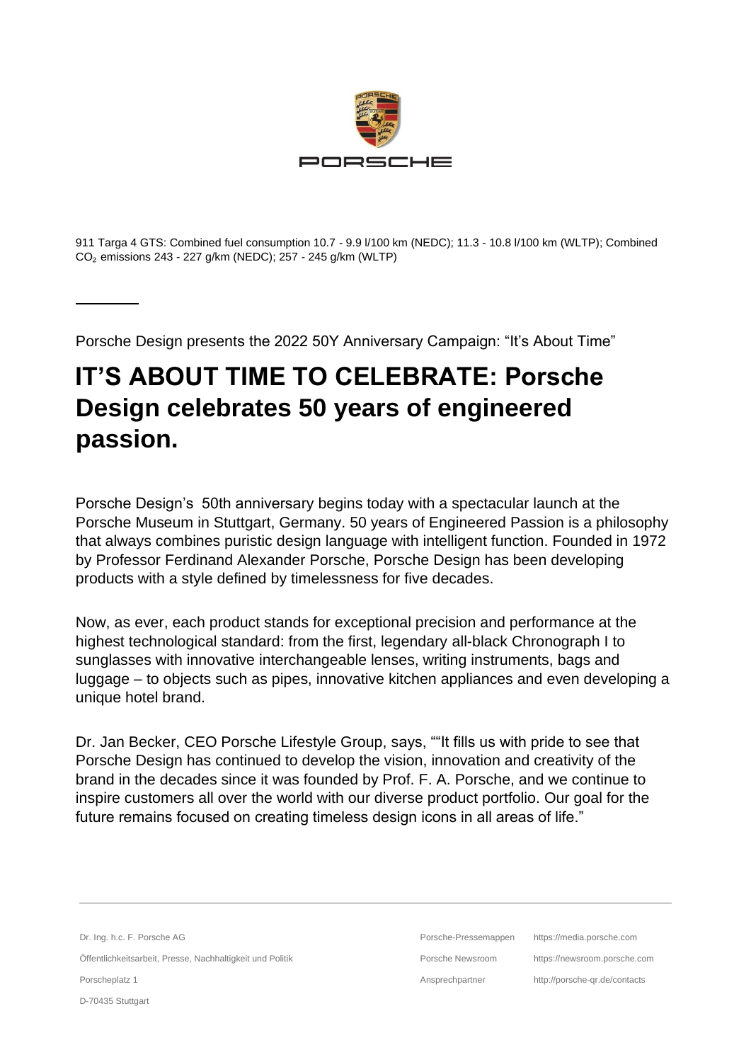911 Targa 4 GTS: Combined fuel consumption 10.7 - 9.9 l/100 km (NEDC); 11.3 - 10.8 l/100 km (WLTP); Combined $CO_2$ emissions 243 - 227 g/km (NEDC); 257 - 245 g/km (WLTP)

Porsche Design presents the 2022 50Y Anniversary Campaign: “It’s About Time”

# IT’S ABOUT TIME TO CELEBRATE: Porsche Design celebrates 50 years of engineered passion.

Porsche Design’s 50th anniversary begins today with a spectacular launch at the Porsche Museum in Stuttgart, Germany. 50 years of Engineered Passion is a philosophy that always combines puristic design language with intelligent function. Founded in 1972 by Professor Ferdinand Alexander Porsche, Porsche Design has been developing products with a style defined by timelessness for five decades.

Now, as ever, each product stands for exceptional precision and performance at the highest technological standard: from the first, legendary all-black Chronograph I to sunglasses with innovative interchangeable lenses, writing instruments, bags and luggage – to objects such as pipes, innovative kitchen appliances and even developing a unique hotel brand.

Dr. Jan Becker, CEO Porsche Lifestyle Group, says, ““It fills us with pride to see that Porsche Design has continued to develop the vision, innovation and creativity of the brand in the decades since it was founded by Prof. F. A. Porsche, and we continue to inspire customers all over the world with our diverse product portfolio. Our goal for the future remains focused on creating timeless design icons in all areas of life.”

Dr. Ing. h.c. F. Porsche AG
Öffentlichkeitsarbeit, Presse, Nachhaltigkeit und Politik
Porscheplatz 1
D-70435 Stuttgart

Porsche-Pressemappen https://media.porsche.com
Porsche Newsroom https://newsroom.porsche.com
Ansprechpartner http://porsche-qr.de/contacts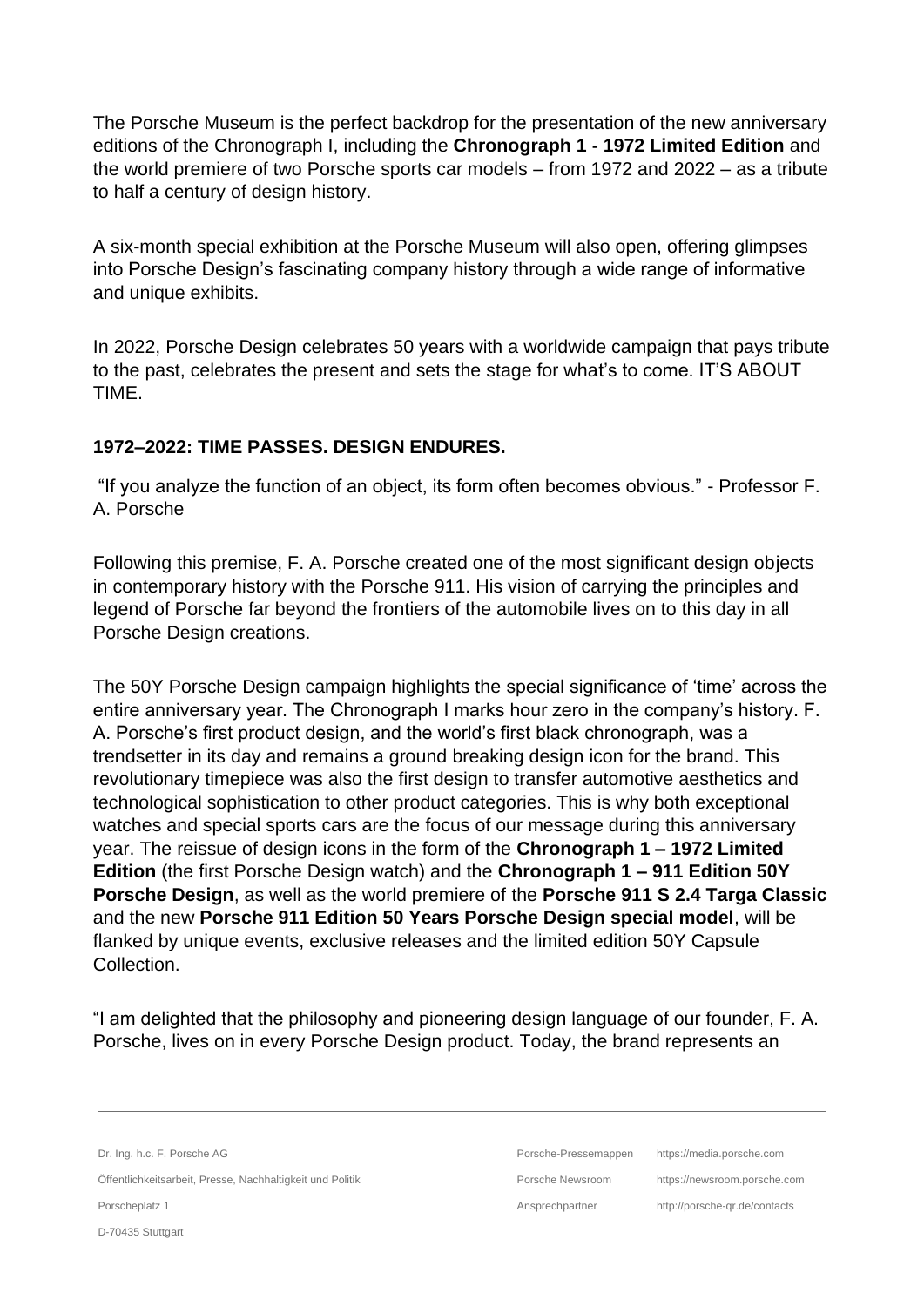The Porsche Museum is the perfect backdrop for the presentation of the new anniversary editions of the Chronograph I, including the **Chronograph 1 - 1972 Limited Edition** and the world premiere of two Porsche sports car models – from 1972 and 2022 – as a tribute to half a century of design history.

A six-month special exhibition at the Porsche Museum will also open, offering glimpses into Porsche Design's fascinating company history through a wide range of informative and unique exhibits.

In 2022, Porsche Design celebrates 50 years with a worldwide campaign that pays tribute to the past, celebrates the present and sets the stage for what's to come. IT'S ABOUT TIME.

**1972–2022: TIME PASSES. DESIGN ENDURES.**

"If you analyze the function of an object, its form often becomes obvious." - Professor F. A. Porsche

Following this premise, F. A. Porsche created one of the most significant design objects in contemporary history with the Porsche 911. His vision of carrying the principles and legend of Porsche far beyond the frontiers of the automobile lives on to this day in all Porsche Design creations.

The 50Y Porsche Design campaign highlights the special significance of 'time' across the entire anniversary year. The Chronograph I marks hour zero in the company's history. F. A. Porsche's first product design, and the world's first black chronograph, was a trendsetter in its day and remains a ground breaking design icon for the brand. This revolutionary timepiece was also the first design to transfer automotive aesthetics and technological sophistication to other product categories. This is why both exceptional watches and special sports cars are the focus of our message during this anniversary year. The reissue of design icons in the form of the **Chronograph 1 – 1972 Limited Edition** (the first Porsche Design watch) and the **Chronograph 1 – 911 Edition 50Y Porsche Design**, as well as the world premiere of the **Porsche 911 S 2.4 Targa Classic** and the new **Porsche 911 Edition 50 Years Porsche Design special model**, will be flanked by unique events, exclusive releases and the limited edition 50Y Capsule Collection.

"I am delighted that the philosophy and pioneering design language of our founder, F. A. Porsche, lives on in every Porsche Design product. Today, the brand represents an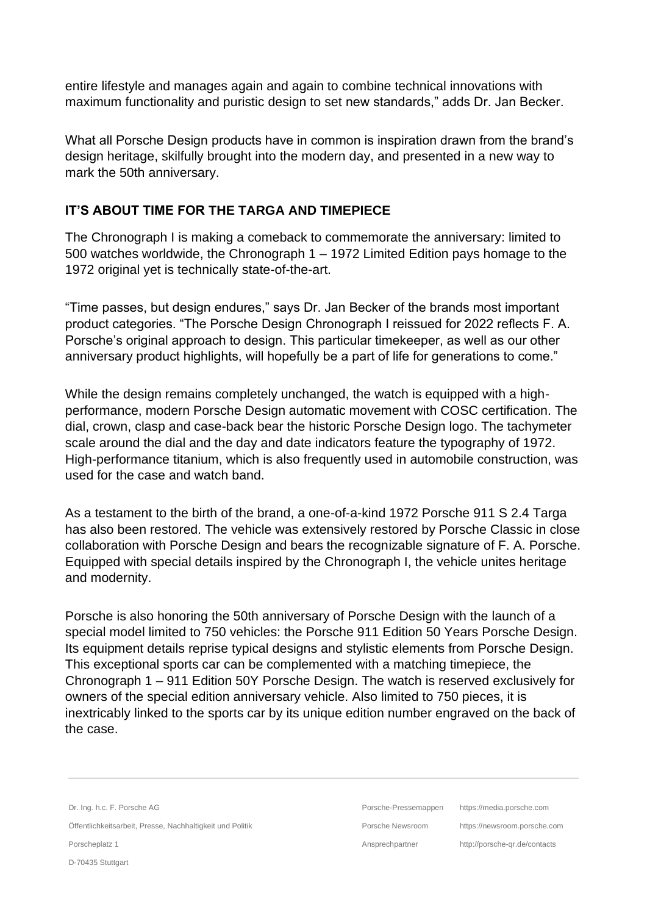entire lifestyle and manages again and again to combine technical innovations with maximum functionality and puristic design to set new standards," adds Dr. Jan Becker.

What all Porsche Design products have in common is inspiration drawn from the brand's design heritage, skilfully brought into the modern day, and presented in a new way to mark the 50th anniversary.

## IT'S ABOUT TIME FOR THE TARGA AND TIMEPIECE

The Chronograph I is making a comeback to commemorate the anniversary: limited to 500 watches worldwide, the Chronograph 1 – 1972 Limited Edition pays homage to the 1972 original yet is technically state-of-the-art.

"Time passes, but design endures," says Dr. Jan Becker of the brands most important product categories. "The Porsche Design Chronograph I reissued for 2022 reflects F. A. Porsche's original approach to design. This particular timekeeper, as well as our other anniversary product highlights, will hopefully be a part of life for generations to come."

While the design remains completely unchanged, the watch is equipped with a high-performance, modern Porsche Design automatic movement with COSC certification. The dial, crown, clasp and case-back bear the historic Porsche Design logo. The tachymeter scale around the dial and the day and date indicators feature the typography of 1972. High-performance titanium, which is also frequently used in automobile construction, was used for the case and watch band.

As a testament to the birth of the brand, a one-of-a-kind 1972 Porsche 911 S 2.4 Targa has also been restored. The vehicle was extensively restored by Porsche Classic in close collaboration with Porsche Design and bears the recognizable signature of F. A. Porsche. Equipped with special details inspired by the Chronograph I, the vehicle unites heritage and modernity.

Porsche is also honoring the 50th anniversary of Porsche Design with the launch of a special model limited to 750 vehicles: the Porsche 911 Edition 50 Years Porsche Design. Its equipment details reprise typical designs and stylistic elements from Porsche Design. This exceptional sports car can be complemented with a matching timepiece, the Chronograph 1 – 911 Edition 50Y Porsche Design. The watch is reserved exclusively for owners of the special edition anniversary vehicle. Also limited to 750 pieces, it is inextricably linked to the sports car by its unique edition number engraved on the back of the case.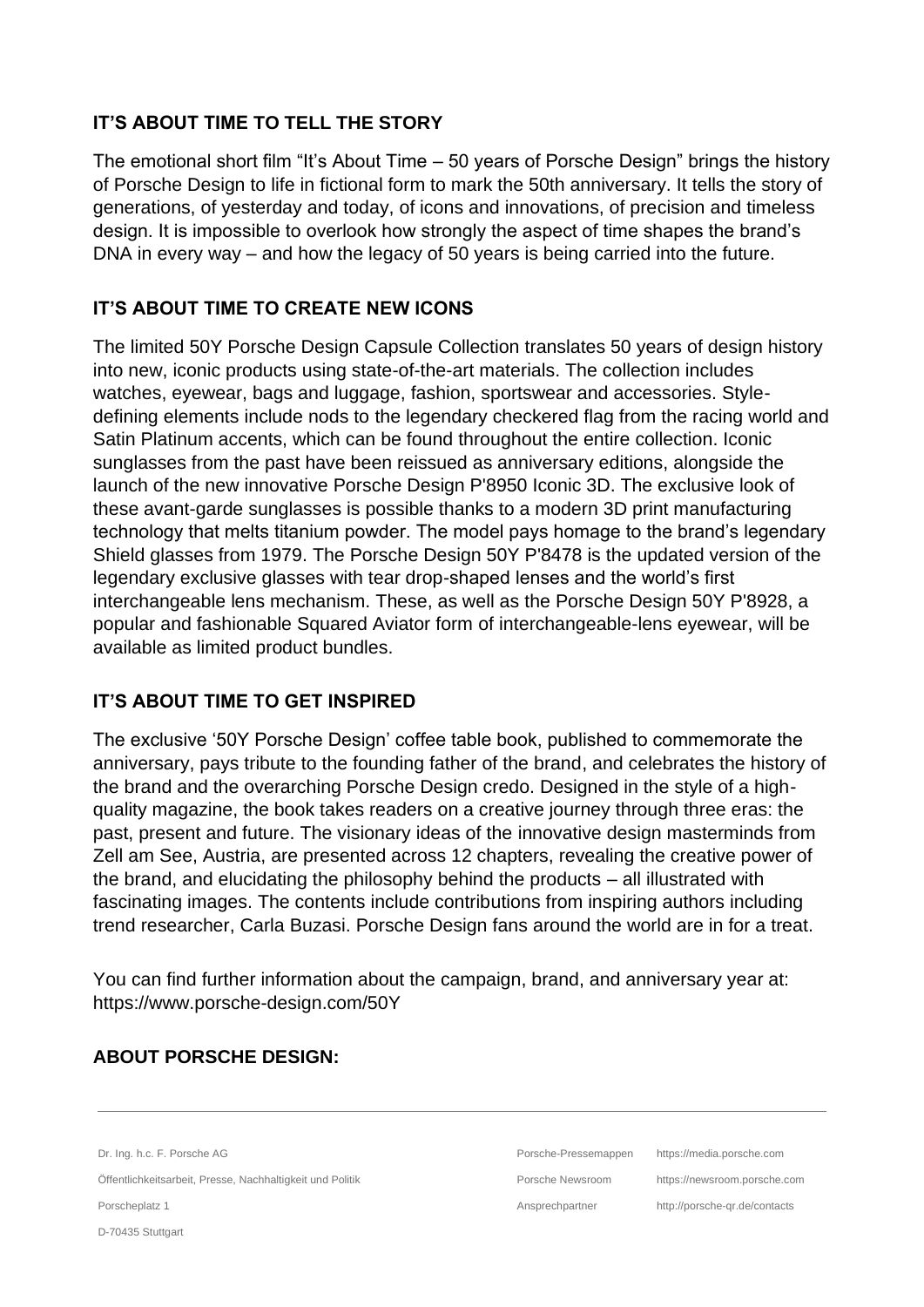## IT'S ABOUT TIME TO TELL THE STORY

The emotional short film "It's About Time – 50 years of Porsche Design" brings the history of Porsche Design to life in fictional form to mark the 50th anniversary. It tells the story of generations, of yesterday and today, of icons and innovations, of precision and timeless design. It is impossible to overlook how strongly the aspect of time shapes the brand's DNA in every way – and how the legacy of 50 years is being carried into the future.

## IT'S ABOUT TIME TO CREATE NEW ICONS

The limited 50Y Porsche Design Capsule Collection translates 50 years of design history into new, iconic products using state-of-the-art materials. The collection includes watches, eyewear, bags and luggage, fashion, sportswear and accessories. Style-defining elements include nods to the legendary checkered flag from the racing world and Satin Platinum accents, which can be found throughout the entire collection. Iconic sunglasses from the past have been reissued as anniversary editions, alongside the launch of the new innovative Porsche Design P'8950 Iconic 3D. The exclusive look of these avant-garde sunglasses is possible thanks to a modern 3D print manufacturing technology that melts titanium powder. The model pays homage to the brand's legendary Shield glasses from 1979. The Porsche Design 50Y P'8478 is the updated version of the legendary exclusive glasses with tear drop-shaped lenses and the world's first interchangeable lens mechanism. These, as well as the Porsche Design 50Y P'8928, a popular and fashionable Squared Aviator form of interchangeable-lens eyewear, will be available as limited product bundles.

## IT'S ABOUT TIME TO GET INSPIRED

The exclusive '50Y Porsche Design' coffee table book, published to commemorate the anniversary, pays tribute to the founding father of the brand, and celebrates the history of the brand and the overarching Porsche Design credo. Designed in the style of a high-quality magazine, the book takes readers on a creative journey through three eras: the past, present and future. The visionary ideas of the innovative design masterminds from Zell am See, Austria, are presented across 12 chapters, revealing the creative power of the brand, and elucidating the philosophy behind the products – all illustrated with fascinating images. The contents include contributions from inspiring authors including trend researcher, Carla Buzasi. Porsche Design fans around the world are in for a treat.

You can find further information about the campaign, brand, and anniversary year at: https://www.porsche-design.com/50Y

## ABOUT PORSCHE DESIGN: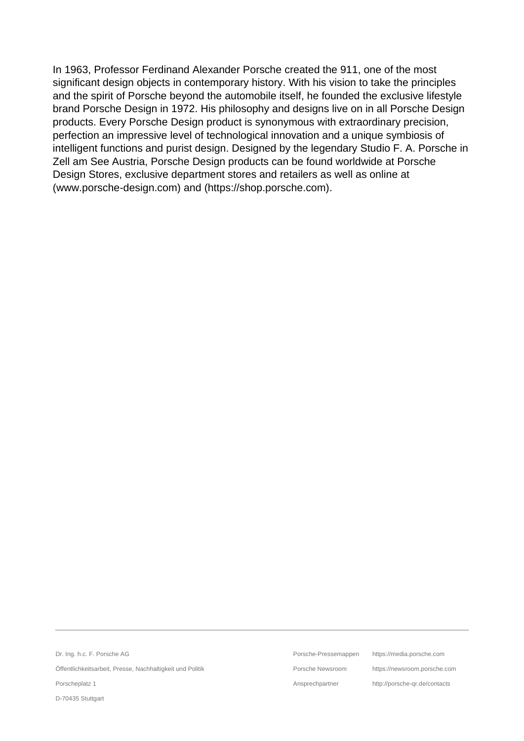In 1963, Professor Ferdinand Alexander Porsche created the 911, one of the most significant design objects in contemporary history. With his vision to take the principles and the spirit of Porsche beyond the automobile itself, he founded the exclusive lifestyle brand Porsche Design in 1972. His philosophy and designs live on in all Porsche Design products. Every Porsche Design product is synonymous with extraordinary precision, perfection an impressive level of technological innovation and a unique symbiosis of intelligent functions and purist design. Designed by the legendary Studio F. A. Porsche in Zell am See Austria, Porsche Design products can be found worldwide at Porsche Design Stores, exclusive department stores and retailers as well as online at (www.porsche-design.com) and (https://shop.porsche.com).